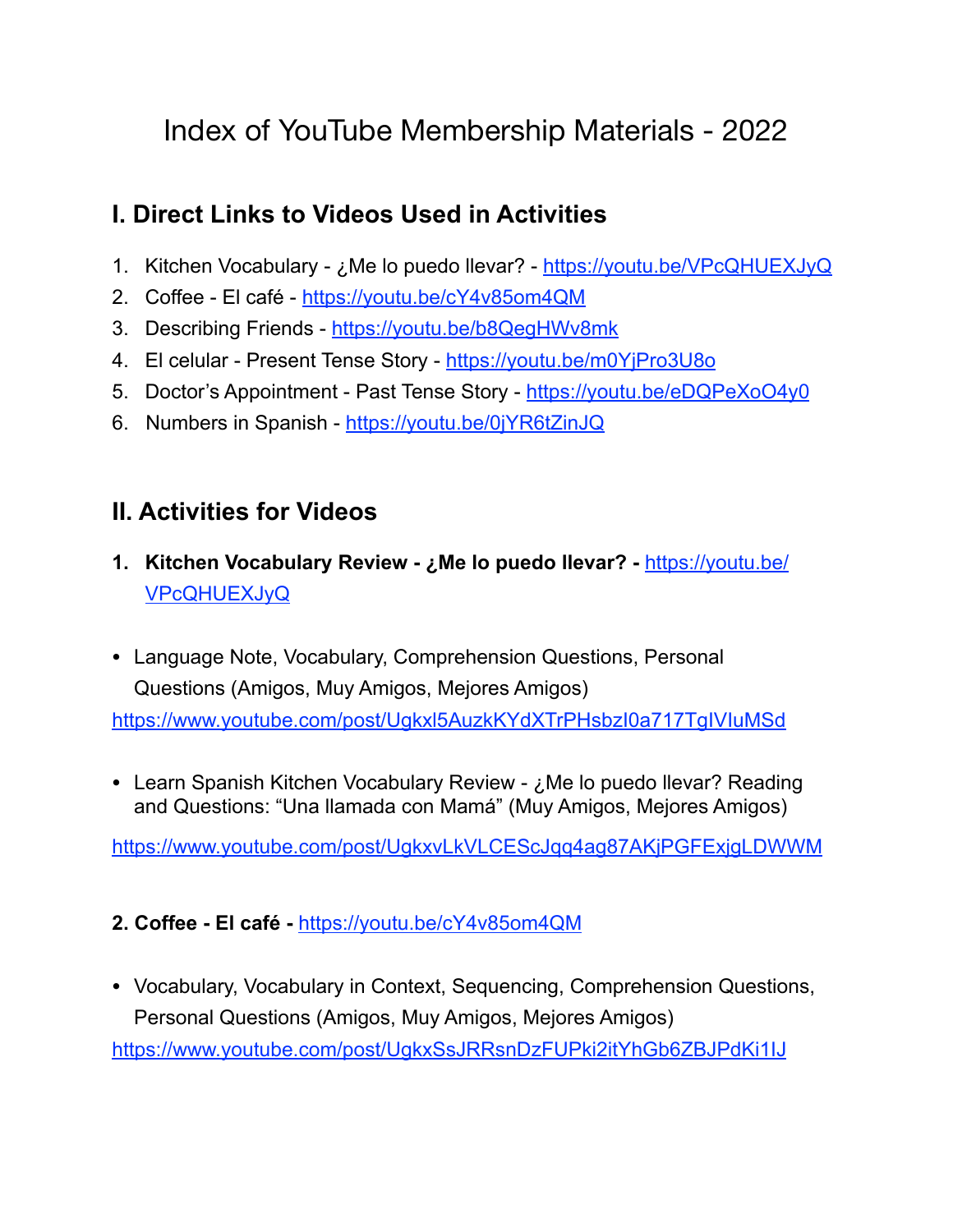# Index of YouTube Membership Materials - 2022

## I. Direct Links to Videos Used in Activities

1. Kitchen Vocabulary - ¿Me lo puedo llevar? - https://youtu.be/VPcQHUEXJyQ
2. Coffee - El café - https://youtu.be/cY4v85om4QM
3. Describing Friends - https://youtu.be/b8QegHWv8mk
4. El celular - Present Tense Story - https://youtu.be/m0YjPro3U8o
5. Doctor's Appointment - Past Tense Story - https://youtu.be/eDQPeXoO4y0
6. Numbers in Spanish - https://youtu.be/0jYR6tZinJQ

## II. Activities for Videos

**1. Kitchen Vocabulary Review - ¿Me lo puedo llevar? -** https://youtu.be/VPcQHUEXJyQ

- Language Note, Vocabulary, Comprehension Questions, Personal Questions (Amigos, Muy Amigos, Mejores Amigos)

https://www.youtube.com/post/Ugkxl5AuzkKYdXTrPHsbzI0a717TgIVIuMSd

- Learn Spanish Kitchen Vocabulary Review - ¿Me lo puedo llevar? Reading and Questions: "Una llamada con Mamá" (Muy Amigos, Mejores Amigos)

https://www.youtube.com/post/UgkxvLkVLCEScJqq4ag87AKjPGFExjgLDWWM

**2. Coffee - El café -** https://youtu.be/cY4v85om4QM

- Vocabulary, Vocabulary in Context, Sequencing, Comprehension Questions, Personal Questions (Amigos, Muy Amigos, Mejores Amigos)

https://www.youtube.com/post/UgkxSsJRRsnDzFUPki2itYhGb6ZBJPdKi1IJ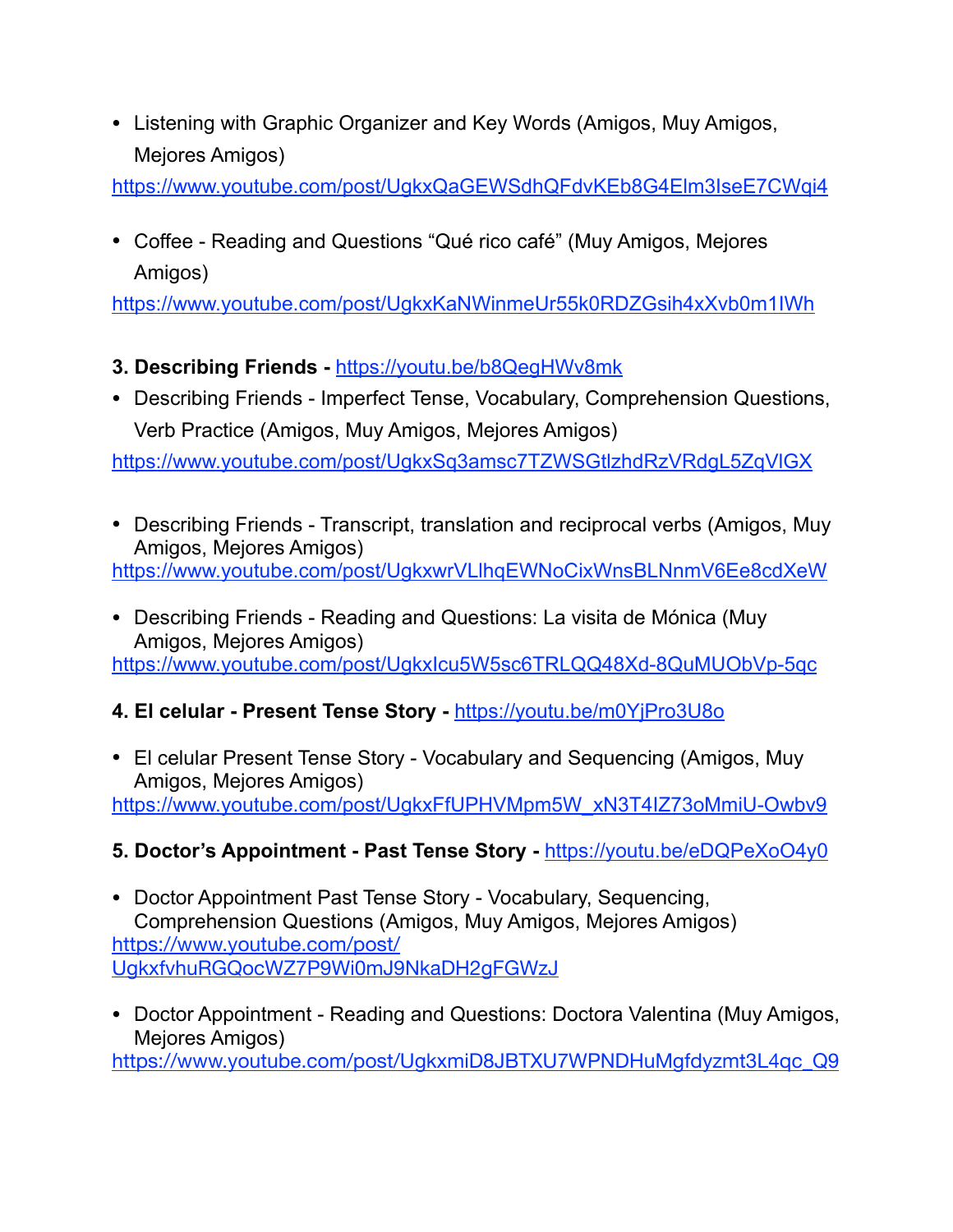- Listening with Graphic Organizer and Key Words (Amigos, Muy Amigos, Mejores Amigos)

https://www.youtube.com/post/UgkxQaGEWSdhQFdvKEb8G4Elm3IseE7CWqi4

- Coffee - Reading and Questions "Qué rico café" (Muy Amigos, Mejores Amigos)

https://www.youtube.com/post/UgkxKaNWinmeUr55k0RDZGsih4xXvb0m1IWh

**3. Describing Friends -** https://youtu.be/b8QegHWv8mk

- Describing Friends - Imperfect Tense, Vocabulary, Comprehension Questions, Verb Practice (Amigos, Muy Amigos, Mejores Amigos)

https://www.youtube.com/post/UgkxSq3amsc7TZWSGtlzhdRzVRdgL5ZqVIGX

- Describing Friends - Transcript, translation and reciprocal verbs (Amigos, Muy Amigos, Mejores Amigos)

https://www.youtube.com/post/UgkxwrVLlhqEWNoCixWnsBLNnmV6Ee8cdXeW

- Describing Friends - Reading and Questions: La visita de Mónica (Muy Amigos, Mejores Amigos)

https://www.youtube.com/post/UgkxIcu5W5sc6TRLQQ48Xd-8QuMUObVp-5qc

**4. El celular - Present Tense Story -** https://youtu.be/m0YjPro3U8o

- El celular Present Tense Story - Vocabulary and Sequencing (Amigos, Muy Amigos, Mejores Amigos)

https://www.youtube.com/post/UgkxFfUPHVMpm5W_xN3T4IZ73oMmiU-Owbv9

**5. Doctor's Appointment - Past Tense Story -** https://youtu.be/eDQPeXoO4y0

- Doctor Appointment Past Tense Story - Vocabulary, Sequencing, Comprehension Questions (Amigos, Muy Amigos, Mejores Amigos)

https://www.youtube.com/post/UgkxfvhuRGQocWZ7P9Wi0mJ9NkaDH2gFGWzJ

- Doctor Appointment - Reading and Questions: Doctora Valentina (Muy Amigos, Mejores Amigos)

https://www.youtube.com/post/UgkxmiD8JBTXU7WPNDHuMgfdyzmt3L4qc_Q9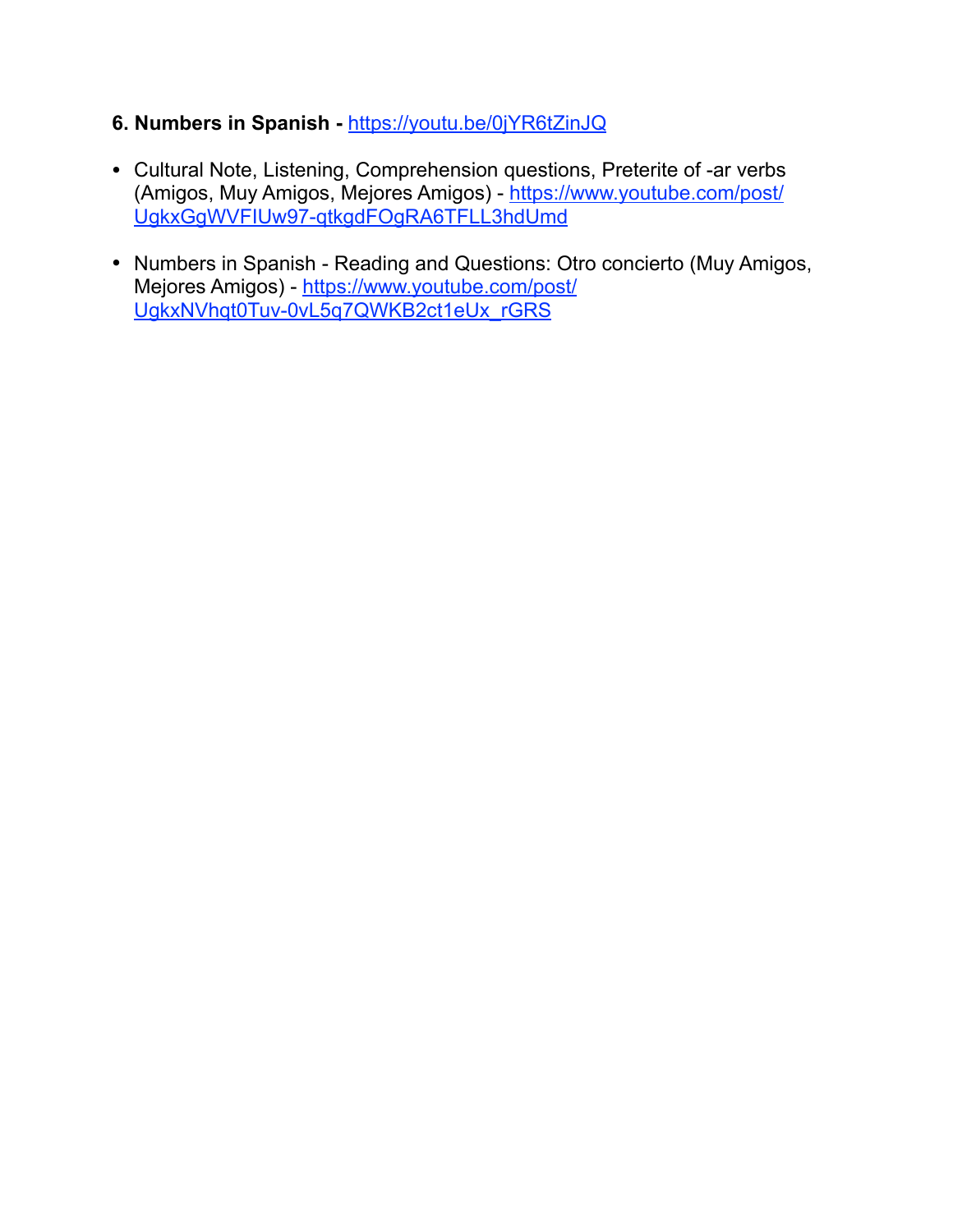**6. Numbers in Spanish -** https://youtu.be/0jYR6tZinJQ

- Cultural Note, Listening, Comprehension questions, Preterite of -ar verbs (Amigos, Muy Amigos, Mejores Amigos) - https://www.youtube.com/post/UgkxGgWVFIUw97-qtkgdFOgRA6TFLL3hdUmd

- Numbers in Spanish - Reading and Questions: Otro concierto (Muy Amigos, Mejores Amigos) - https://www.youtube.com/post/UgkxNVhqt0Tuv-0vL5q7QWKB2ct1eUx_rGRS